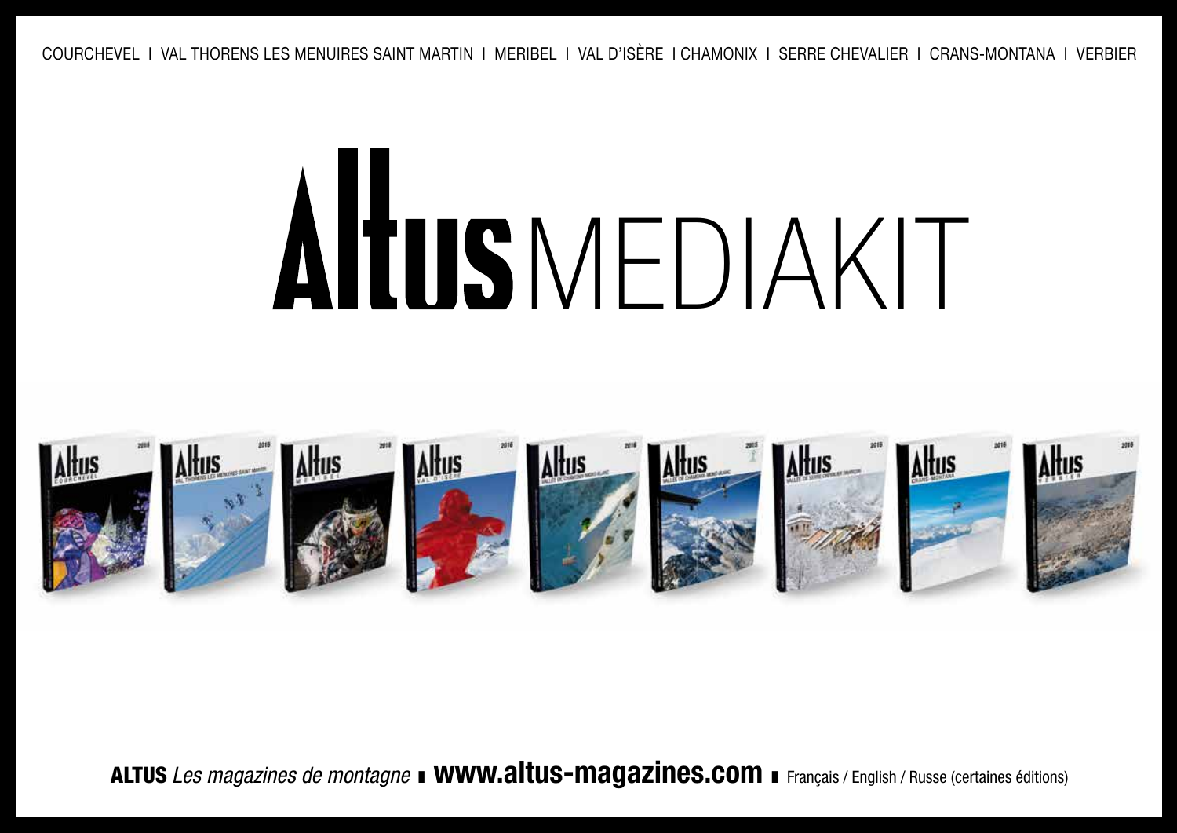COURCHEVEL I VAL THORENS LES MENUIRES SAINT MARTIN I MERIBEL I VAL D'ISÈRE I CHAMONIX I SERRE CHEVALIER I CRANS-MONTANA I VERBIER

# Altus MEDIAKIT

**ALTUS** *Les magazines de montagne* ■ **www.altus-magazines.com** ■ Français / English / Russe (certaines éditions)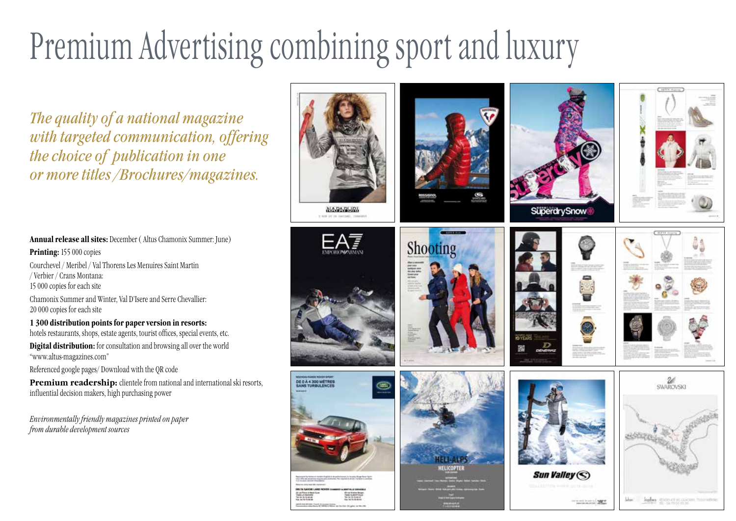# Premium Advertising combining sport and luxury

*The quality of a national magazine with targeted communication, offering the choice of publication in one or more titles /Brochures/magazines.*

**Annual release all sites:** December ( Altus Chamonix Summer: June)

**Printing:** 155 000 copies

Courchevel / Meribel / Val Thorens Les Menuires Saint Martin / Verbier / Crans Montana:
15 000 copies for each site

Chamonix Summer and Winter, Val D'Isere and Serre Chevallier:
20 000 copies for each site

**1 300 distribution points for paper version in resorts:**
hotels restaurants, shops, estate agents, tourist offices, special events, etc.

**Digital distribution:** for consultation and browsing all over the world "www.altus-magazines.com"

Referenced google pages/ Download with the QR code

**Premium readership:** clientele from national and international ski resorts, influential decision makers, high purchasing power

*Environmentally friendly magazines printed on paper from durable development sources*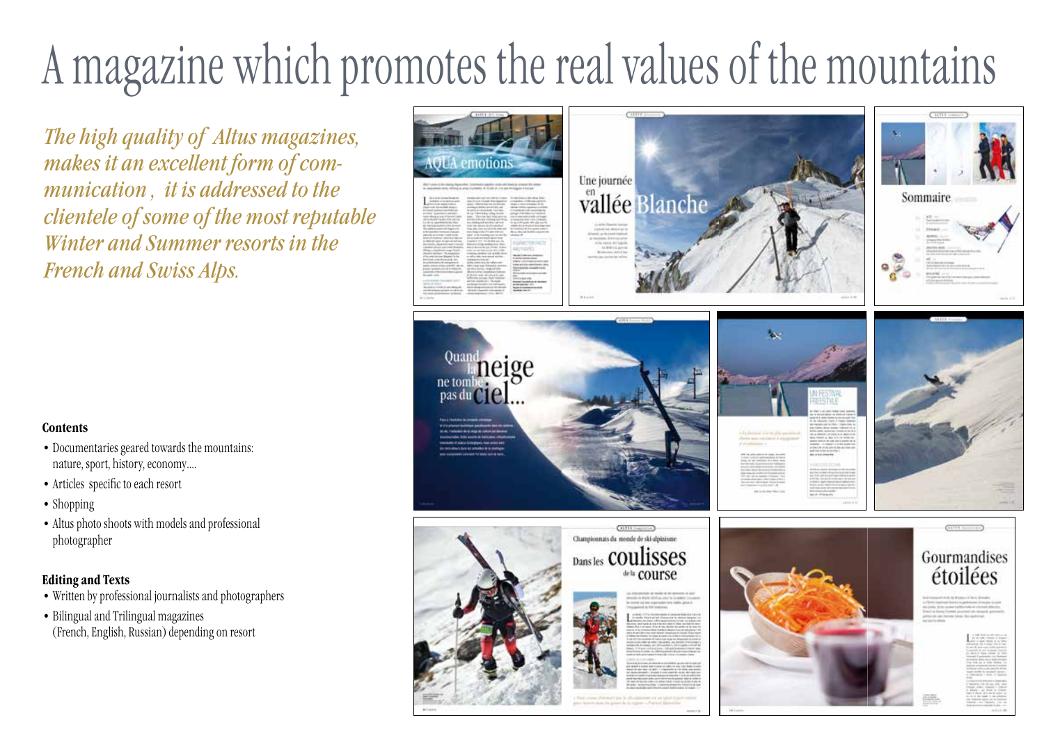# A magazine which promotes the real values of the mountains

*The high quality of Altus magazines, makes it an excellent form of communication , it is addressed to the clientele of some of the most reputable Winter and Summer resorts in the French and Swiss Alps.*

**Contents**

- Documentaries geared towards the mountains: nature, sport, history, economy....
- Articles specific to each resort
- Shopping
- Altus photo shoots with models and professional photographer

**Editing and Texts**

- Written by professional journalists and photographers
- Bilingual and Trilingual magazines (French, English, Russian) depending on resort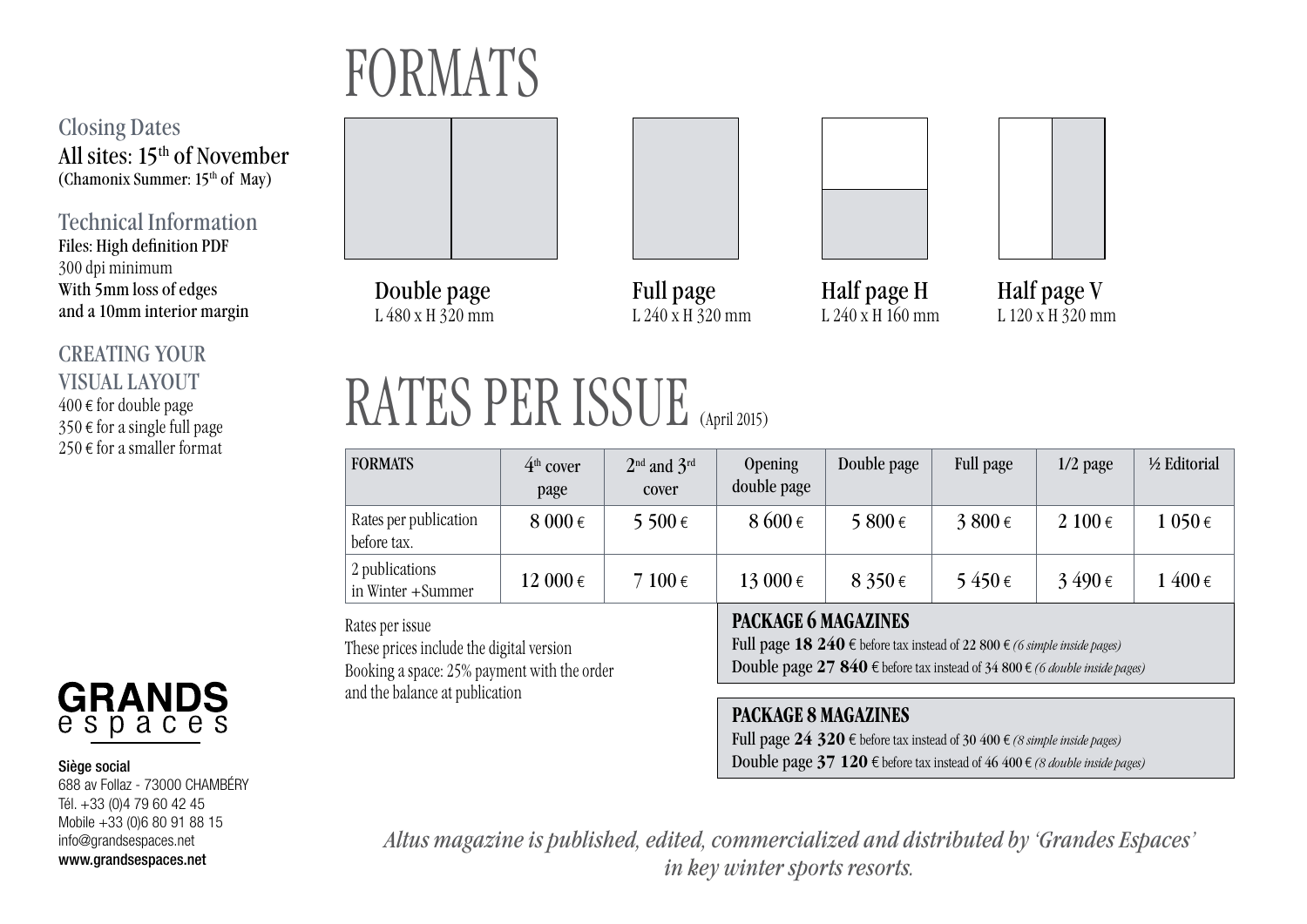# FORMATS

Double page
L 480 x H 320 mm

Full page
L 240 x H 320 mm

Half page H
L 240 x H 160 mm

Half page V
L 120 x H 320 mm

# RATES PER ISSUE (April 2015)

| FORMATS | 4th cover page | 2nd and 3rd cover | Opening double page | Double page | Full page | 1/2 page | ½ Editorial |
| --- | --- | --- | --- | --- | --- | --- | --- |
| Rates per publication before tax. | 8 000 € | 5 500 € | 8 600 € | 5 800 € | 3 800 € | 2 100 € | 1 050 € |
| 2 publications in Winter +Summer | 12 000 € | 7 100 € | 13 000 € | 8 350 € | 5 450 € | 3 490 € | 1 400 € |

Rates per issue
These prices include the digital version
Booking a space: 25% payment with the order and the balance at publication

**PACKAGE 6 MAGAZINES**
Full page **18 240** € before tax instead of 22 800 € *(6 simple inside pages)*
Double page **27 840** € before tax instead of 34 800 € *(6 double inside pages)*

**PACKAGE 8 MAGAZINES**
Full page **24 320** € before tax instead of 30 400 € *(8 simple inside pages)*
Double page **37 120** € before tax instead of 46 400 € *(8 double inside pages)*

*Altus magazine is published, edited, commercialized and distributed by 'Grandes Espaces' in key winter sports resorts.*

## Closing Dates

All sites: 15th of November
(Chamonix Summer: 15th of May)

## Technical Information

Files: High definition PDF
300 dpi minimum
With 5mm loss of edges
and a 10mm interior margin

## CREATING YOUR VISUAL LAYOUT

400 € for double page
350 € for a single full page
250 € for a smaller format

**GRANDS espaces**

Siège social
688 av Follaz - 73000 CHAMBÉRY
Tél. +33 (0)4 79 60 42 45
Mobile +33 (0)6 80 91 88 15
info@grandsespaces.net
www.grandsespaces.net